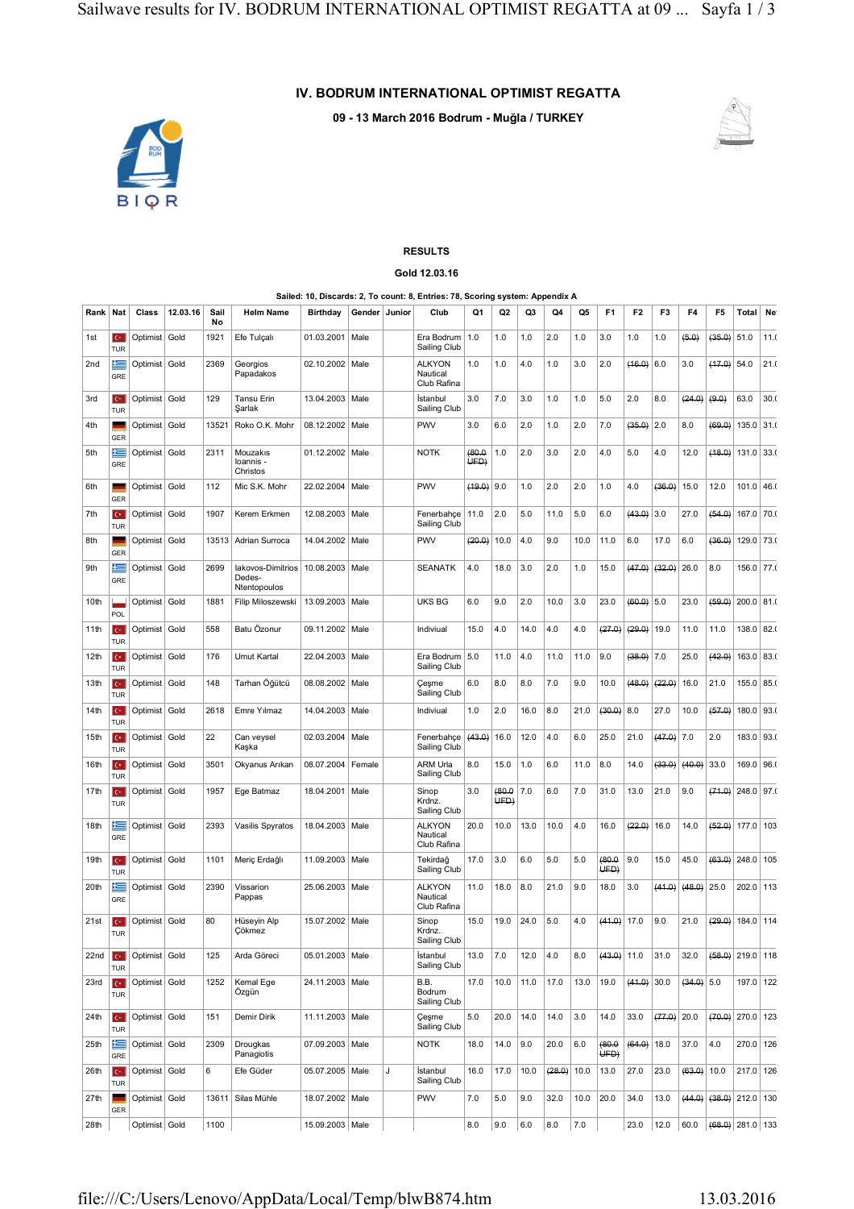# IV. BODRUM INTERNATIONAL OPTIMIST REGATTA

**09 - 13 March 2016 Bodrum - Muğla / TURKEY**

BIOR

**RESULTS**

**Gold 12.03.16**

Sailed: 10, Discards: 2, To count: 8, Entries: 78, Scoring system: Appendix A

| Rank | Nat | Class | 12.03.16 | Sail No | Helm Name | Birthday | Gender | Junior | Club | Q1 | Q2 | Q3 | Q4 | Q5 | F1 | F2 | F3 | F4 | F5 | Total | Ne |
|---|---|---|---|---|---|---|---|---|---|---|---|---|---|---|---|---|---|---|---|---|---|
| 1st | TUR | Optimist | Gold | 1921 | Efe Tulçalı | 01.03.2001 | Male | | Era Bodrum Sailing Club | 1.0 | 1.0 | 1.0 | 2.0 | 1.0 | 3.0 | 1.0 | 1.0 | ~~(5.0)~~ | ~~(35.0)~~ | 51.0 | 11.( |
| 2nd | GRE | Optimist | Gold | 2369 | Georgios Papadakos | 02.10.2002 | Male | | ALKYON Nautical Club Rafina | 1.0 | 1.0 | 4.0 | 1.0 | 3.0 | 2.0 | ~~(16.0)~~ | 6.0 | 3.0 | ~~(17.0)~~ | 54.0 | 21.( |
| 3rd | TUR | Optimist | Gold | 129 | Tansu Erin Şarlak | 13.04.2003 | Male | | İstanbul Sailing Club | 3.0 | 7.0 | 3.0 | 1.0 | 1.0 | 5.0 | 2.0 | 8.0 | ~~(24.0)~~ | ~~(9.0)~~ | 63.0 | 30.( |
| 4th | GER | Optimist | Gold | 13521 | Roko O.K. Mohr | 08.12.2002 | Male | | PWV | 3.0 | 6.0 | 2.0 | 1.0 | 2.0 | 7.0 | ~~(35.0)~~ | 2.0 | 8.0 | ~~(69.0)~~ | 135.0 | 31.( |
| 5th | GRE | Optimist | Gold | 2311 | Mouzakıs Ioannis - Christos | 01.12.2002 | Male | | NOTK | ~~(80.0 UFD)~~ | 1.0 | 2.0 | 3.0 | 2.0 | 4.0 | 5.0 | 4.0 | 12.0 | ~~(18.0)~~ | 131.0 | 33.( |
| 6th | GER | Optimist | Gold | 112 | Mic S.K. Mohr | 22.02.2004 | Male | | PWV | ~~(19.0)~~ | 9.0 | 1.0 | 2.0 | 2.0 | 1.0 | 4.0 | ~~(36.0)~~ | 15.0 | 12.0 | 101.0 | 46.( |
| 7th | TUR | Optimist | Gold | 1907 | Kerem Erkmen | 12.08.2003 | Male | | Fenerbahçe Sailing Club | 11.0 | 2.0 | 5.0 | 11.0 | 5.0 | 6.0 | ~~(43.0)~~ | 3.0 | 27.0 | ~~(54.0)~~ | 167.0 | 70.( |
| 8th | GER | Optimist | Gold | 13513 | Adrian Surroca | 14.04.2002 | Male | | PWV | ~~(20.0)~~ | 10.0 | 4.0 | 9.0 | 10.0 | 11.0 | 6.0 | 17.0 | 6.0 | ~~(36.0)~~ | 129.0 | 73.( |
| 9th | GRE | Optimist | Gold | 2699 | Iakovos-Dimitrios Dedes-Ntentopoulos | 10.08.2003 | Male | | SEANATK | 4.0 | 18.0 | 3.0 | 2.0 | 1.0 | 15.0 | ~~(47.0)~~ | ~~(32.0)~~ | 26.0 | 8.0 | 156.0 | 77.( |
| 10th | POL | Optimist | Gold | 1881 | Filip Miloszewski | 13.09.2003 | Male | | UKS BG | 6.0 | 9.0 | 2.0 | 10.0 | 3.0 | 23.0 | ~~(60.0)~~ | 5.0 | 23.0 | ~~(59.0)~~ | 200.0 | 81.( |
| 11th | TUR | Optimist | Gold | 558 | Batu Özonur | 09.11.2002 | Male | | Indiviual | 15.0 | 4.0 | 14.0 | 4.0 | 4.0 | ~~(27.0)~~ | ~~(29.0)~~ | 19.0 | 11.0 | 11.0 | 138.0 | 82.( |
| 12th | TUR | Optimist | Gold | 176 | Umut Kartal | 22.04.2003 | Male | | Era Bodrum Sailing Club | 5.0 | 11.0 | 4.0 | 11.0 | 11.0 | 9.0 | ~~(38.0)~~ | 7.0 | 25.0 | ~~(42.0)~~ | 163.0 | 83.( |
| 13th | TUR | Optimist | Gold | 148 | Tarhan Öğütcü | 08.08.2002 | Male | | Çeşme Sailing Club | 6.0 | 8.0 | 8.0 | 7.0 | 9.0 | 10.0 | ~~(48.0)~~ | ~~(22.0)~~ | 16.0 | 21.0 | 155.0 | 85.( |
| 14th | TUR | Optimist | Gold | 2618 | Emre Yılmaz | 14.04.2003 | Male | | Indiviual | 1.0 | 2.0 | 16.0 | 8.0 | 21.0 | ~~(30.0)~~ | 8.0 | 27.0 | 10.0 | ~~(57.0)~~ | 180.0 | 93.( |
| 15th | TUR | Optimist | Gold | 22 | Can veysel Kaşka | 02.03.2004 | Male | | Fenerbahçe Sailing Club | ~~(43.0)~~ | 16.0 | 12.0 | 4.0 | 6.0 | 25.0 | 21.0 | ~~(47.0)~~ | 7.0 | 2.0 | 183.0 | 93.( |
| 16th | TUR | Optimist | Gold | 3501 | Okyanus Arıkan | 08.07.2004 | Female | | ARM Urla Sailing Club | 8.0 | 15.0 | 1.0 | 6.0 | 11.0 | 8.0 | 14.0 | ~~(33.0)~~ | ~~(40.0)~~ | 33.0 | 169.0 | 96.( |
| 17th | TUR | Optimist | Gold | 1957 | Ege Batmaz | 18.04.2001 | Male | | Sinop Krdnz. Sailing Club | 3.0 | ~~(80.0 UFD)~~ | 7.0 | 6.0 | 7.0 | 31.0 | 13.0 | 21.0 | 9.0 | ~~(71.0)~~ | 248.0 | 97.( |
| 18th | GRE | Optimist | Gold | 2393 | Vasilis Spyratos | 18.04.2003 | Male | | ALKYON Nautical Club Rafina | 20.0 | 10.0 | 13.0 | 10.0 | 4.0 | 16.0 | ~~(22.0)~~ | 16.0 | 14.0 | ~~(52.0)~~ | 177.0 | 103 |
| 19th | TUR | Optimist | Gold | 1101 | Meriç Erdağlı | 11.09.2003 | Male | | Tekirdağ Sailing Club | 17.0 | 3.0 | 6.0 | 5.0 | 5.0 | ~~(80.0 UFD)~~ | 9.0 | 15.0 | 45.0 | ~~(63.0)~~ | 248.0 | 105 |
| 20th | GRE | Optimist | Gold | 2390 | Vissarion Pappas | 25.06.2003 | Male | | ALKYON Nautical Club Rafina | 11.0 | 18.0 | 8.0 | 21.0 | 9.0 | 18.0 | 3.0 | ~~(41.0)~~ | ~~(48.0)~~ | 25.0 | 202.0 | 113 |
| 21st | TUR | Optimist | Gold | 80 | Hüseyin Alp Çökmez | 15.07.2002 | Male | | Sinop Krdnz. Sailing Club | 15.0 | 19.0 | 24.0 | 5.0 | 4.0 | ~~(41.0)~~ | 17.0 | 9.0 | 21.0 | ~~(29.0)~~ | 184.0 | 114 |
| 22nd | TUR | Optimist | Gold | 125 | Arda Göreci | 05.01.2003 | Male | | İstanbul Sailing Club | 13.0 | 7.0 | 12.0 | 4.0 | 8.0 | ~~(43.0)~~ | 11.0 | 31.0 | 32.0 | ~~(58.0)~~ | 219.0 | 118 |
| 23rd | TUR | Optimist | Gold | 1252 | Kemal Ege Özgün | 24.11.2003 | Male | | B.B. Bodrum Sailing Club | 17.0 | 10.0 | 11.0 | 17.0 | 13.0 | 19.0 | ~~(41.0)~~ | 30.0 | ~~(34.0)~~ | 5.0 | 197.0 | 122 |
| 24th | TUR | Optimist | Gold | 151 | Demir Dirik | 11.11.2003 | Male | | Çeşme Sailing Club | 5.0 | 20.0 | 14.0 | 14.0 | 3.0 | 14.0 | 33.0 | ~~(77.0)~~ | 20.0 | ~~(70.0)~~ | 270.0 | 123 |
| 25th | GRE | Optimist | Gold | 2309 | Drougkas Panagiotis | 07.09.2003 | Male | | NOTK | 18.0 | 14.0 | 9.0 | 20.0 | 6.0 | ~~(80.0 UFD)~~ | ~~(64.0)~~ | 18.0 | 37.0 | 4.0 | 270.0 | 126 |
| 26th | TUR | Optimist | Gold | 6 | Efe Güder | 05.07.2005 | Male | J | İstanbul Sailing Club | 16.0 | 17.0 | 10.0 | ~~(28.0)~~ | 10.0 | 13.0 | 27.0 | 23.0 | ~~(63.0)~~ | 10.0 | 217.0 | 126 |
| 27th | GER | Optimist | Gold | 13611 | Silas Mühle | 18.07.2002 | Male | | PWV | 7.0 | 5.0 | 9.0 | 32.0 | 10.0 | 20.0 | 34.0 | 13.0 | ~~(44.0)~~ | ~~(38.0)~~ | 212.0 | 130 |
| 28th | | Optimist | Gold | 1100 | | 15.09.2003 | Male | | | 8.0 | 9.0 | 6.0 | 8.0 | 7.0 | | 23.0 | 12.0 | 60.0 | ~~(68.0)~~ | 281.0 | 133 |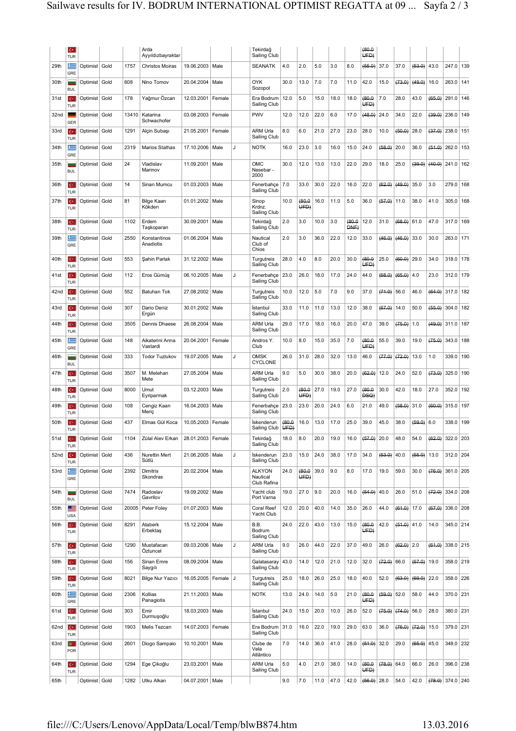| | | | | | | | | | | | | | | | | | | | | | | |
|---|---|---|---|---|---|---|---|---|---|---|---|---|---|---|---|---|---|---|---|---|---|---|
| | TUR | | | | Arda Ayyıldızbayraktar | | | | Tekirdağ Sailing Club | | | | | | | ~~(80.0 UFD)~~ | | | | | | |
| 29th | GRE | Optimist | Gold | 1757 | Christos Moiras | 19.06.2003 | Male | | SEANATK | 4.0 | 2.0 | 5.0 | 3.0 | 8.0 | ~~(55.0)~~ | 37.0 | 37.0 | ~~(53.0)~~ | 43.0 | 247.0 | 139 |
| 30th | BUL | Optimist | Gold | 608 | Nino Tomov | 20.04.2004 | Male | | OYK Sozopol | 30.0 | 13.0 | 7.0 | 7.0 | 11.0 | 42.0 | 15.0 | ~~(73.0)~~ | ~~(49.0)~~ | 16.0 | 263.0 | 141 |
| 31st | TUR | Optimist | Gold | 178 | Yağmur Özcan | 12.03.2001 | Female | | Era Bodrum Sailing Club | 12.0 | 5.0 | 15.0 | 18.0 | 18.0 | ~~(80.0 UFD)~~ | 7.0 | 28.0 | 43.0 | ~~(65.0)~~ | 291.0 | 146 |
| 32nd | GER | Optimist | Gold | 13410 | Katarina Schwachofer | 03.08.2003 | Female | | PWV | 12.0 | 12.0 | 22.0 | 6.0 | 17.0 | ~~(48.0)~~ | 24.0 | 34.0 | 22.0 | ~~(39.0)~~ | 236.0 | 149 |
| 33rd | TUR | Optimist | Gold | 1291 | Alçin Subaşı | 21.05.2001 | Female | | ARM Urla Sailing Club | 8.0 | 6.0 | 21.0 | 27.0 | 23.0 | 28.0 | 10.0 | ~~(50.0)~~ | 28.0 | ~~(37.0)~~ | 238.0 | 151 |
| 34th | GRE | Optimist | Gold | 2319 | Marios Stathas | 17.10.2006 | Male | J | NOTK | 16.0 | 23.0 | 3.0 | 16.0 | 15.0 | 24.0 | ~~(58.0)~~ | 20.0 | 36.0 | ~~(51.0)~~ | 262.0 | 153 |
| 35th | BUL | Optimist | Gold | 24 | Vladislav Marinov | 11.09.2001 | Male | | OMC Nesebar - 2000 | 30.0 | 12.0 | 13.0 | 13.0 | 22.0 | 29.0 | 18.0 | 25.0 | ~~(39.0)~~ | ~~(40.0)~~ | 241.0 | 162 |
| 36th | TUR | Optimist | Gold | 14 | Sinan Mumcu | 01.03.2003 | Male | | Fenerbahçe Sailing Club | 7.0 | 33.0 | 30.0 | 22.0 | 16.0 | 22.0 | ~~(62.0)~~ | ~~(49.0)~~ | 35.0 | 3.0 | 279.0 | 168 |
| 37th | TUR | Optimist | Gold | 81 | Bilge Kaan Kökden | 01.01.2002 | Male | | Sinop Krdnz. Sailing Club | 10.0 | ~~(80.0 UFD)~~ | 16.0 | 11.0 | 5.0 | 36.0 | ~~(57.0)~~ | 11.0 | 38.0 | 41.0 | 305.0 | 168 |
| 38th | TUR | Optimist | Gold | 1102 | Erdem Taşkoparan | 30.09.2001 | Male | | Tekirdağ Sailing Club | 2.0 | 3.0 | 10.0 | 3.0 | ~~(80.0 DNF)~~ | 12.0 | 31.0 | ~~(68.0)~~ | 61.0 | 47.0 | 317.0 | 169 |
| 39th | GRE | Optimist | Gold | 2550 | Konstantinos Anadiotis | 01.06.2004 | Male | | Nautical Club of Chios | 2.0 | 3.0 | 36.0 | 22.0 | 12.0 | 33.0 | ~~(46.0)~~ | ~~(46.0)~~ | 33.0 | 30.0 | 263.0 | 171 |
| 40th | TUR | Optimist | Gold | 553 | Şahin Parlak | 31.12.2002 | Male | | Turgutreis Sailing Club | 28.0 | 4.0 | 8.0 | 20.0 | 30.0 | ~~(80.0 UFD)~~ | 25.0 | ~~(60.0)~~ | 29.0 | 34.0 | 318.0 | 178 |
| 41st | TUR | Optimist | Gold | 112 | Eros Gümüş | 06.10.2005 | Male | J | Fenerbahçe Sailing Club | 23.0 | 26.0 | 18.0 | 17.0 | 24.0 | 44.0 | ~~(68.0)~~ | ~~(65.0)~~ | 4.0 | 23.0 | 312.0 | 179 |
| 42nd | TUR | Optimist | Gold | 552 | Batuhan Tok | 27.08.2002 | Male | | Turgutreis Sailing Club | 10.0 | 12.0 | 5.0 | 7.0 | 9.0 | 37.0 | ~~(71.0)~~ | 56.0 | 46.0 | ~~(64.0)~~ | 317.0 | 182 |
| 43rd | TUR | Optimist | Gold | 307 | Dario Deniz Ergün | 30.01.2002 | Male | | İstanbul Sailing Club | 33.0 | 11.0 | 11.0 | 13.0 | 12.0 | 38.0 | ~~(67.0)~~ | 14.0 | 50.0 | ~~(55.0)~~ | 304.0 | 182 |
| 44th | TUR | Optimist | Gold | 3505 | Dennis Dhaese | 26.08.2004 | Male | | ARM Urla Sailing Club | 29.0 | 17.0 | 18.0 | 16.0 | 20.0 | 47.0 | 39.0 | ~~(75.0)~~ | 1.0 | ~~(49.0)~~ | 311.0 | 187 |
| 45th | GRE | Optimist | Gold | 148 | Aikaterini Anna Vastardi | 20.04.2001 | Female | | Andros Y. Club | 10.0 | 8.0 | 15.0 | 35.0 | 7.0 | ~~(80.0 UFD)~~ | 55.0 | 39.0 | 19.0 | ~~(75.0)~~ | 343.0 | 188 |
| 46th | BUL | Optimist | Gold | 333 | Todor Tuzlukov | 19.07.2005 | Male | J | OMSK CYCLONE | 26.0 | 31.0 | 28.0 | 32.0 | 13.0 | 46.0 | ~~(77.0)~~ | ~~(72.0)~~ | 13.0 | 1.0 | 339.0 | 190 |
| 47th | TUR | Optimist | Gold | 3507 | M. Metehan Mete | 27.05.2004 | Male | | ARM Urla Sailing Club | 9.0 | 5.0 | 30.0 | 38.0 | 20.0 | ~~(62.0)~~ | 12.0 | 24.0 | 52.0 | ~~(73.0)~~ | 325.0 | 190 |
| 48th | TUR | Optimist | Gold | 8000 | Umut Eyriparmak | 03.12.2003 | Male | | Turgutreis Sailing Club | 2.0 | ~~(80.0 UFD)~~ | 27.0 | 19.0 | 27.0 | ~~(80.0 DSQ)~~ | 30.0 | 42.0 | 18.0 | 27.0 | 352.0 | 192 |
| 49th | TUR | Optimist | Gold | 108 | Cengiz Kaan Meriç | 16.04.2003 | Male | | Fenerbahçe Sailing Club | 23.0 | 23.0 | 20.0 | 24.0 | 6.0 | 21.0 | 49.0 | ~~(58.0)~~ | 31.0 | ~~(60.0)~~ | 315.0 | 197 |
| 50th | TUR | Optimist | Gold | 437 | Elmas Gül Koca | 10.05.2003 | Female | | İskenderun Sailing Club | ~~(80.0 UFD)~~ | 16.0 | 13.0 | 17.0 | 25.0 | 39.0 | 45.0 | 38.0 | ~~(59.0)~~ | 6.0 | 338.0 | 199 |
| 51st | TUR | Optimist | Gold | 1104 | Zülal Alev Erkan | 28.01.2003 | Female | | Tekirdağ Sailing Club | 18.0 | 8.0 | 20.0 | 19.0 | 16.0 | ~~(57.0)~~ | 20.0 | 48.0 | 54.0 | ~~(62.0)~~ | 322.0 | 203 |
| 52nd | TUR | Optimist | Gold | 436 | Nurettin Mert Sütlü | 21.06.2005 | Male | J | İskenderun Sailing Club | 23.0 | 15.0 | 24.0 | 38.0 | 17.0 | 34.0 | ~~(53.0)~~ | 40.0 | ~~(55.0)~~ | 13.0 | 312.0 | 204 |
| 53rd | GRE | Optimist | Gold | 2392 | Dimitris Skondras | 20.02.2004 | Male | | ALKYON Nautical Club Rafina | 24.0 | ~~(80.0 UFD)~~ | 39.0 | 9.0 | 8.0 | 17.0 | 19.0 | 59.0 | 30.0 | ~~(76.0)~~ | 361.0 | 205 |
| 54th | BUL | Optimist | Gold | 7474 | Radoslav Gavrilov | 19.09.2002 | Male | | Yacht club Port Varna | 19.0 | 27.0 | 9.0 | 20.0 | 16.0 | ~~(54.0)~~ | 40.0 | 26.0 | 51.0 | ~~(72.0)~~ | 334.0 | 208 |
| 55th | USA | Optimist | Gold | 20005 | Peter Foley | 01.07.2003 | Male | | Coral Reef Yacht Club | 12.0 | 20.0 | 40.0 | 14.0 | 35.0 | 26.0 | 44.0 | ~~(61.0)~~ | 17.0 | ~~(67.0)~~ | 336.0 | 208 |
| 56th | TUR | Optimist | Gold | 8291 | Ataberk Erbektaş | 15.12.2004 | Male | | B.B. Bodrum Sailing Club | 24.0 | 22.0 | 43.0 | 13.0 | 15.0 | ~~(80.0 UFD)~~ | 42.0 | ~~(51.0)~~ | 41.0 | 14.0 | 345.0 | 214 |
| 57th | TUR | Optimist | Gold | 1290 | Mustafacan Öztuncel | 09.03.2006 | Male | J | ARM Urla Sailing Club | 9.0 | 26.0 | 44.0 | 22.0 | 37.0 | 49.0 | 26.0 | ~~(62.0)~~ | 2.0 | ~~(61.0)~~ | 338.0 | 215 |
| 58th | TUR | Optimist | Gold | 156 | Sinan Emre Saygılı | 08.09.2004 | Male | | Galatasaray Sailing Club | 43.0 | 14.0 | 12.0 | 21.0 | 12.0 | 32.0 | ~~(72.0)~~ | 66.0 | ~~(67.0)~~ | 19.0 | 358.0 | 219 |
| 59th | TUR | Optimist | Gold | 8021 | Bilge Nur Yazıcı | 16.05.2005 | Female | J | Turgutreis Sailing Club | 25.0 | 18.0 | 26.0 | 25.0 | 18.0 | 40.0 | 52.0 | ~~(63.0)~~ | ~~(69.0)~~ | 22.0 | 358.0 | 226 |
| 60th | GRE | Optimist | Gold | 2306 | Kollias Panagiotis | 21.11.2003 | Male | | NOTK | 13.0 | 24.0 | 14.0 | 5.0 | 21.0 | ~~(80.0 UFD)~~ | ~~(59.0)~~ | 52.0 | 58.0 | 44.0 | 370.0 | 231 |
| 61st | TUR | Optimist | Gold | 303 | Emir Durmuşoğlu | 18.03.2003 | Male | | İstanbul Sailing Club | 24.0 | 15.0 | 20.0 | 10.0 | 26.0 | 52.0 | ~~(75.0)~~ | ~~(74.0)~~ | 56.0 | 28.0 | 380.0 | 231 |
| 62nd | TUR | Optimist | Gold | 1903 | Melis Tezcan | 14.07.2003 | Female | | Era Bodrum Sailing Club | 31.0 | 16.0 | 22.0 | 19.0 | 29.0 | 63.0 | 36.0 | ~~(76.0)~~ | ~~(72.0)~~ | 15.0 | 379.0 | 231 |
| 63rd | POR | Optimist | Gold | 2601 | Diogo Sampaio | 10.10.2001 | Male | | Clube de Vela Atlântico | 7.0 | 14.0 | 36.0 | 41.0 | 28.0 | ~~(51.0)~~ | 32.0 | 29.0 | ~~(65.0)~~ | 45.0 | 348.0 | 232 |
| 64th | TUR | Optimist | Gold | 1294 | Ege Çikoğlu | 23.03.2001 | Male | | ARM Urla Sailing Club | 5.0 | 4.0 | 21.0 | 38.0 | 14.0 | ~~(80.0 UFD)~~ | ~~(78.0)~~ | 64.0 | 66.0 | 26.0 | 396.0 | 238 |
| 65th | | Optimist | Gold | 1282 | Utku Alkan | 04.07.2001 | Male | | | 9.0 | 7.0 | 11.0 | 47.0 | 42.0 | ~~(56.0)~~ | 28.0 | 54.0 | 42.0 | ~~(78.0)~~ | 374.0 | 240 |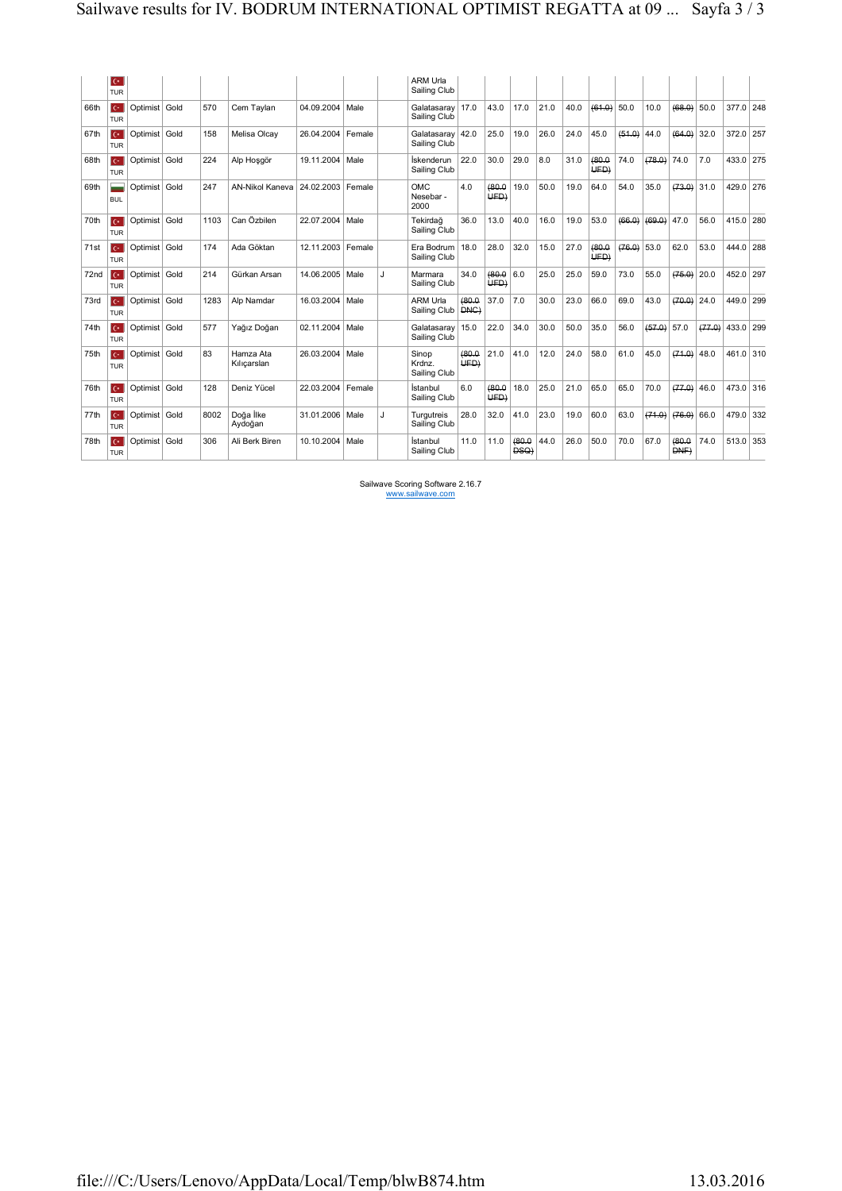| | | | | | | | | | | | | | | | | | | | | | | |
|---|---|---|---|---|---|---|---|---|---|---|---|---|---|---|---|---|---|---|---|---|---|---|
| | TUR | | | | | | | | ARM Urla Sailing Club | | | | | | | | | | | | | |
| 66th | TUR | Optimist | Gold | 570 | Cem Taylan | 04.09.2004 | Male | | Galatasaray Sailing Club | 17.0 | 43.0 | 17.0 | 21.0 | 40.0 | ~~(61.0)~~ | 50.0 | 10.0 | ~~(68.0)~~ | 50.0 | | 377.0 | 248 |
| 67th | TUR | Optimist | Gold | 158 | Melisa Olcay | 26.04.2004 | Female | | Galatasaray Sailing Club | 42.0 | 25.0 | 19.0 | 26.0 | 24.0 | 45.0 | ~~(51.0)~~ | 44.0 | ~~(64.0)~~ | 32.0 | | 372.0 | 257 |
| 68th | TUR | Optimist | Gold | 224 | Alp Hoşgör | 19.11.2004 | Male | | İskenderun Sailing Club | 22.0 | 30.0 | 29.0 | 8.0 | 31.0 | ~~(80.0 UFD)~~ | 74.0 | ~~(78.0)~~ | 74.0 | 7.0 | | 433.0 | 275 |
| 69th | BUL | Optimist | Gold | 247 | AN-Nikol Kaneva | 24.02.2003 | Female | | OMC Nesebar - 2000 | 4.0 | ~~(80.0 UFD)~~ | 19.0 | 50.0 | 19.0 | 64.0 | 54.0 | 35.0 | ~~(73.0)~~ | 31.0 | | 429.0 | 276 |
| 70th | TUR | Optimist | Gold | 1103 | Can Özbilen | 22.07.2004 | Male | | Tekirdağ Sailing Club | 36.0 | 13.0 | 40.0 | 16.0 | 19.0 | 53.0 | ~~(66.0)~~ | ~~(69.0)~~ | 47.0 | 56.0 | | 415.0 | 280 |
| 71st | TUR | Optimist | Gold | 174 | Ada Göktan | 12.11.2003 | Female | | Era Bodrum Sailing Club | 18.0 | 28.0 | 32.0 | 15.0 | 27.0 | ~~(80.0 UFD)~~ | ~~(76.0)~~ | 53.0 | 62.0 | 53.0 | | 444.0 | 288 |
| 72nd | TUR | Optimist | Gold | 214 | Gürkan Arsan | 14.06.2005 | Male | J | Marmara Sailing Club | 34.0 | ~~(80.0 UFD)~~ | 6.0 | 25.0 | 25.0 | 59.0 | 73.0 | 55.0 | ~~(75.0)~~ | 20.0 | | 452.0 | 297 |
| 73rd | TUR | Optimist | Gold | 1283 | Alp Namdar | 16.03.2004 | Male | | ARM Urla Sailing Club | ~~(80.0 DNC)~~ | 37.0 | 7.0 | 30.0 | 23.0 | 66.0 | 69.0 | 43.0 | ~~(70.0)~~ | 24.0 | | 449.0 | 299 |
| 74th | TUR | Optimist | Gold | 577 | Yağız Doğan | 02.11.2004 | Male | | Galatasaray Sailing Club | 15.0 | 22.0 | 34.0 | 30.0 | 50.0 | 35.0 | 56.0 | ~~(57.0)~~ | 57.0 | ~~(77.0)~~ | | 433.0 | 299 |
| 75th | TUR | Optimist | Gold | 83 | Hamza Ata Kılıçarslan | 26.03.2004 | Male | | Sinop Krdnz. Sailing Club | ~~(80.0 UFD)~~ | 21.0 | 41.0 | 12.0 | 24.0 | 58.0 | 61.0 | 45.0 | ~~(71.0)~~ | 48.0 | | 461.0 | 310 |
| 76th | TUR | Optimist | Gold | 128 | Deniz Yücel | 22.03.2004 | Female | | İstanbul Sailing Club | 6.0 | ~~(80.0 UFD)~~ | 18.0 | 25.0 | 21.0 | 65.0 | 65.0 | 70.0 | ~~(77.0)~~ | 46.0 | | 473.0 | 316 |
| 77th | TUR | Optimist | Gold | 8002 | Doğa İlke Aydoğan | 31.01.2006 | Male | J | Turgutreis Sailing Club | 28.0 | 32.0 | 41.0 | 23.0 | 19.0 | 60.0 | 63.0 | ~~(71.0)~~ | ~~(76.0)~~ | 66.0 | | 479.0 | 332 |
| 78th | TUR | Optimist | Gold | 306 | Ali Berk Biren | 10.10.2004 | Male | | İstanbul Sailing Club | 11.0 | 11.0 | ~~(80.0 DSQ)~~ | 44.0 | 26.0 | 50.0 | 70.0 | 67.0 | ~~(80.0 DNF)~~ | 74.0 | | 513.0 | 353 |

Sailwave Scoring Software 2.16.7
www.sailwave.com